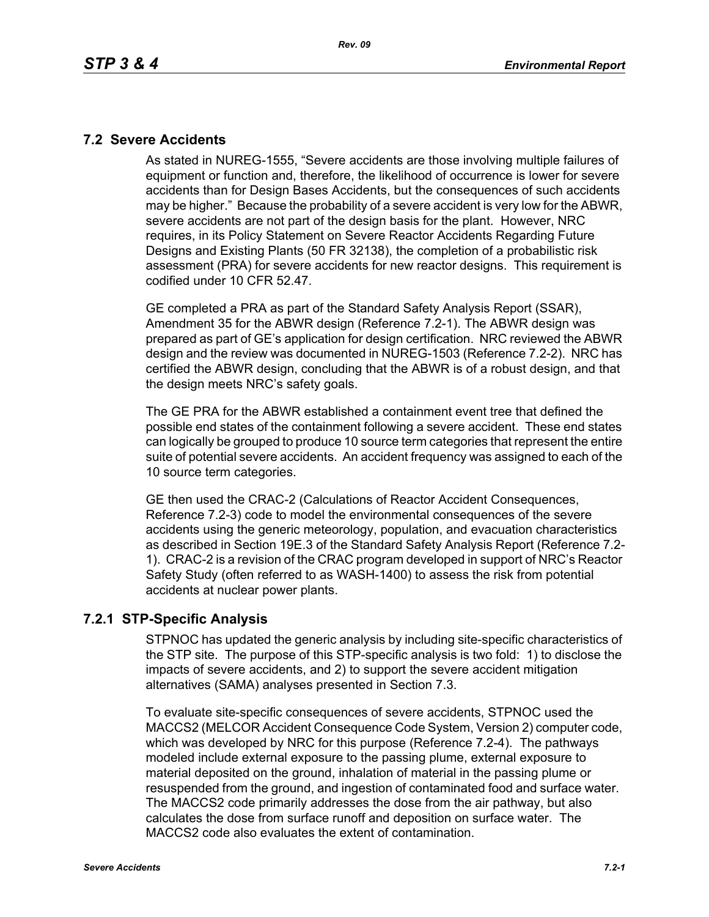## 7.2 Severe Accidents

As stated in NUREG-1555, "Severe accidents are those involving multiple failures of equipment or function and, therefore, the likelihood of occurrence is lower for severe accidents than for Design Bases Accidents, but the consequences of such accidents may be higher." Because the probability of a severe accident is very low for the ABWR, severe accidents are not part of the design basis for the plant. However, NRC requires, in its Policy Statement on Severe Reactor Accidents Regarding Future Designs and Existing Plants (50 FR 32138), the completion of a probabilistic risk assessment (PRA) for severe accidents for new reactor designs. This requirement is codified under 10 CFR 52.47.

GE completed a PRA as part of the Standard Safety Analysis Report (SSAR), Amendment 35 for the ABWR design (Reference 7.2-1). The ABWR design was prepared as part of GE's application for design certification. NRC reviewed the ABWR design and the review was documented in NUREG-1503 (Reference 7.2-2). NRC has certified the ABWR design, concluding that the ABWR is of a robust design, and that the design meets NRC's safety goals.

The GE PRA for the ABWR established a containment event tree that defined the possible end states of the containment following a severe accident. These end states can logically be grouped to produce 10 source term categories that represent the entire suite of potential severe accidents. An accident frequency was assigned to each of the 10 source term categories.

GE then used the CRAC-2 (Calculations of Reactor Accident Consequences, Reference 7.2-3) code to model the environmental consequences of the severe accidents using the generic meteorology, population, and evacuation characteristics as described in Section 19E.3 of the Standard Safety Analysis Report (Reference 7.2-1). CRAC-2 is a revision of the CRAC program developed in support of NRC's Reactor Safety Study (often referred to as WASH-1400) to assess the risk from potential accidents at nuclear power plants.

### 7.2.1 STP-Specific Analysis

STPNOC has updated the generic analysis by including site-specific characteristics of the STP site. The purpose of this STP-specific analysis is two fold: 1) to disclose the impacts of severe accidents, and 2) to support the severe accident mitigation alternatives (SAMA) analyses presented in Section 7.3.

To evaluate site-specific consequences of severe accidents, STPNOC used the MACCS2 (MELCOR Accident Consequence Code System, Version 2) computer code, which was developed by NRC for this purpose (Reference 7.2-4). The pathways modeled include external exposure to the passing plume, external exposure to material deposited on the ground, inhalation of material in the passing plume or resuspended from the ground, and ingestion of contaminated food and surface water. The MACCS2 code primarily addresses the dose from the air pathway, but also calculates the dose from surface runoff and deposition on surface water. The MACCS2 code also evaluates the extent of contamination.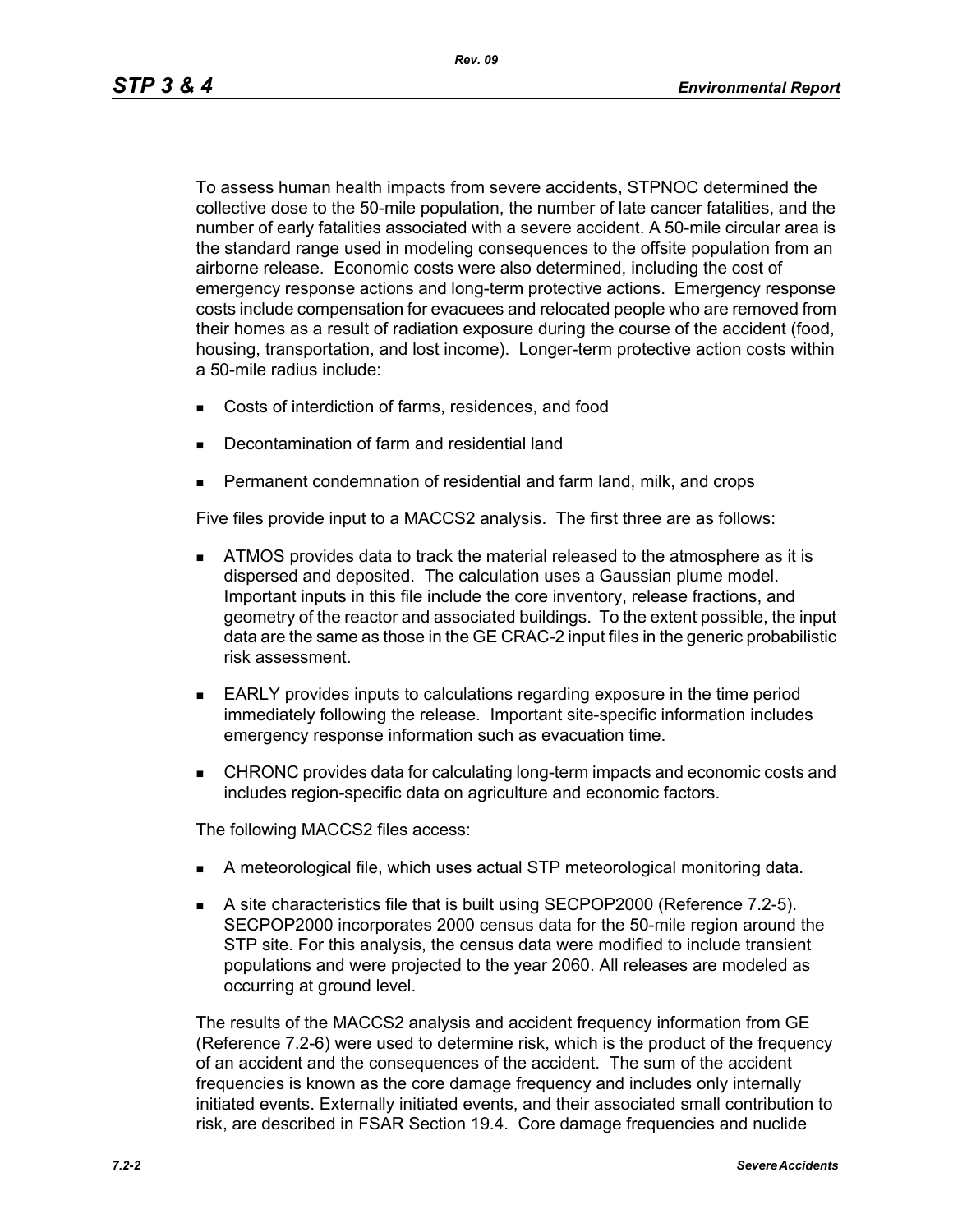To assess human health impacts from severe accidents, STPNOC determined the collective dose to the 50-mile population, the number of late cancer fatalities, and the number of early fatalities associated with a severe accident. A 50-mile circular area is the standard range used in modeling consequences to the offsite population from an airborne release. Economic costs were also determined, including the cost of emergency response actions and long-term protective actions. Emergency response costs include compensation for evacuees and relocated people who are removed from their homes as a result of radiation exposure during the course of the accident (food, housing, transportation, and lost income). Longer-term protective action costs within a 50-mile radius include:

- Costs of interdiction of farms, residences, and food
- Decontamination of farm and residential land
- Permanent condemnation of residential and farm land, milk, and crops

Five files provide input to a MACCS2 analysis. The first three are as follows:

- ATMOS provides data to track the material released to the atmosphere as it is dispersed and deposited. The calculation uses a Gaussian plume model. Important inputs in this file include the core inventory, release fractions, and geometry of the reactor and associated buildings. To the extent possible, the input data are the same as those in the GE CRAC-2 input files in the generic probabilistic risk assessment.
- EARLY provides inputs to calculations regarding exposure in the time period immediately following the release. Important site-specific information includes emergency response information such as evacuation time.
- CHRONC provides data for calculating long-term impacts and economic costs and includes region-specific data on agriculture and economic factors.

The following MACCS2 files access:

- A meteorological file, which uses actual STP meteorological monitoring data.
- A site characteristics file that is built using SECPOP2000 (Reference 7.2-5). SECPOP2000 incorporates 2000 census data for the 50-mile region around the STP site. For this analysis, the census data were modified to include transient populations and were projected to the year 2060. All releases are modeled as occurring at ground level.

The results of the MACCS2 analysis and accident frequency information from GE (Reference 7.2-6) were used to determine risk, which is the product of the frequency of an accident and the consequences of the accident. The sum of the accident frequencies is known as the core damage frequency and includes only internally initiated events. Externally initiated events, and their associated small contribution to risk, are described in FSAR Section 19.4. Core damage frequencies and nuclide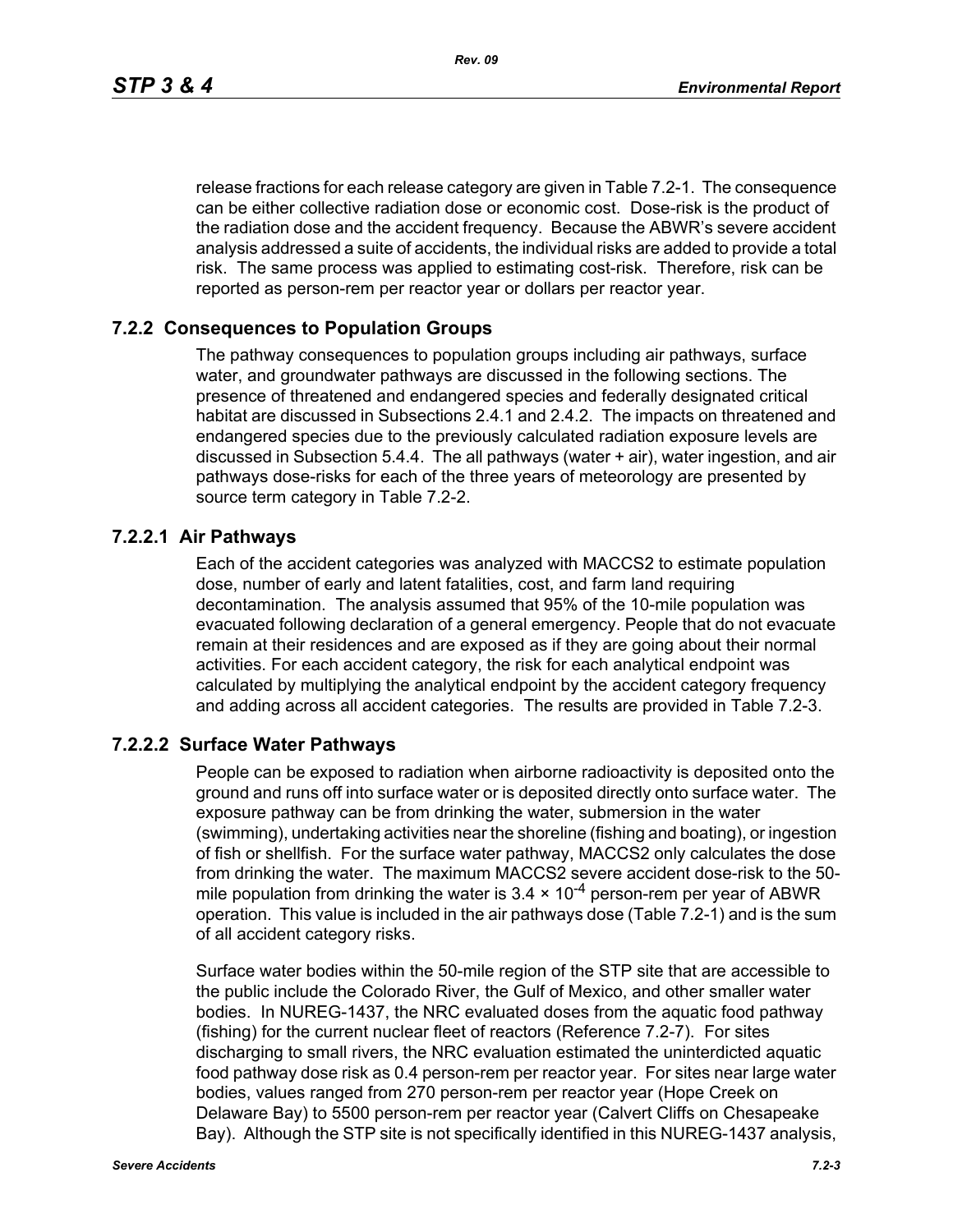release fractions for each release category are given in Table 7.2-1. The consequence can be either collective radiation dose or economic cost. Dose-risk is the product of the radiation dose and the accident frequency. Because the ABWR's severe accident analysis addressed a suite of accidents, the individual risks are added to provide a total risk. The same process was applied to estimating cost-risk. Therefore, risk can be reported as person-rem per reactor year or dollars per reactor year.

## 7.2.2 Consequences to Population Groups

The pathway consequences to population groups including air pathways, surface water, and groundwater pathways are discussed in the following sections. The presence of threatened and endangered species and federally designated critical habitat are discussed in Subsections 2.4.1 and 2.4.2. The impacts on threatened and endangered species due to the previously calculated radiation exposure levels are discussed in Subsection 5.4.4. The all pathways (water + air), water ingestion, and air pathways dose-risks for each of the three years of meteorology are presented by source term category in Table 7.2-2.

### 7.2.2.1 Air Pathways

Each of the accident categories was analyzed with MACCS2 to estimate population dose, number of early and latent fatalities, cost, and farm land requiring decontamination. The analysis assumed that 95% of the 10-mile population was evacuated following declaration of a general emergency. People that do not evacuate remain at their residences and are exposed as if they are going about their normal activities. For each accident category, the risk for each analytical endpoint was calculated by multiplying the analytical endpoint by the accident category frequency and adding across all accident categories. The results are provided in Table 7.2-3.

### 7.2.2.2 Surface Water Pathways

People can be exposed to radiation when airborne radioactivity is deposited onto the ground and runs off into surface water or is deposited directly onto surface water. The exposure pathway can be from drinking the water, submersion in the water (swimming), undertaking activities near the shoreline (fishing and boating), or ingestion of fish or shellfish. For the surface water pathway, MACCS2 only calculates the dose from drinking the water. The maximum MACCS2 severe accident dose-risk to the 50-mile population from drinking the water is $3.4 \times 10^{-4}$ person-rem per year of ABWR operation. This value is included in the air pathways dose (Table 7.2-1) and is the sum of all accident category risks.

Surface water bodies within the 50-mile region of the STP site that are accessible to the public include the Colorado River, the Gulf of Mexico, and other smaller water bodies. In NUREG-1437, the NRC evaluated doses from the aquatic food pathway (fishing) for the current nuclear fleet of reactors (Reference 7.2-7). For sites discharging to small rivers, the NRC evaluation estimated the uninterdicted aquatic food pathway dose risk as 0.4 person-rem per reactor year. For sites near large water bodies, values ranged from 270 person-rem per reactor year (Hope Creek on Delaware Bay) to 5500 person-rem per reactor year (Calvert Cliffs on Chesapeake Bay). Although the STP site is not specifically identified in this NUREG-1437 analysis,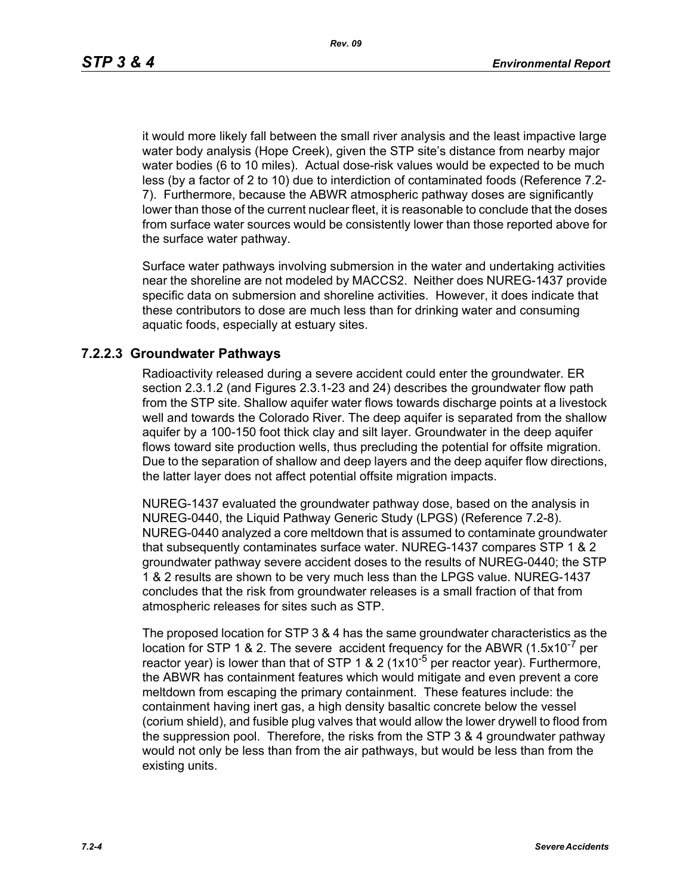it would more likely fall between the small river analysis and the least impactive large water body analysis (Hope Creek), given the STP site's distance from nearby major water bodies (6 to 10 miles). Actual dose-risk values would be expected to be much less (by a factor of 2 to 10) due to interdiction of contaminated foods (Reference 7.2-7). Furthermore, because the ABWR atmospheric pathway doses are significantly lower than those of the current nuclear fleet, it is reasonable to conclude that the doses from surface water sources would be consistently lower than those reported above for the surface water pathway.

Surface water pathways involving submersion in the water and undertaking activities near the shoreline are not modeled by MACCS2. Neither does NUREG-1437 provide specific data on submersion and shoreline activities. However, it does indicate that these contributors to dose are much less than for drinking water and consuming aquatic foods, especially at estuary sites.

### 7.2.2.3 Groundwater Pathways

Radioactivity released during a severe accident could enter the groundwater. ER section 2.3.1.2 (and Figures 2.3.1-23 and 24) describes the groundwater flow path from the STP site. Shallow aquifer water flows towards discharge points at a livestock well and towards the Colorado River. The deep aquifer is separated from the shallow aquifer by a 100-150 foot thick clay and silt layer. Groundwater in the deep aquifer flows toward site production wells, thus precluding the potential for offsite migration. Due to the separation of shallow and deep layers and the deep aquifer flow directions, the latter layer does not affect potential offsite migration impacts.

NUREG-1437 evaluated the groundwater pathway dose, based on the analysis in NUREG-0440, the Liquid Pathway Generic Study (LPGS) (Reference 7.2-8). NUREG-0440 analyzed a core meltdown that is assumed to contaminate groundwater that subsequently contaminates surface water. NUREG-1437 compares STP 1 & 2 groundwater pathway severe accident doses to the results of NUREG-0440; the STP 1 & 2 results are shown to be very much less than the LPGS value. NUREG-1437 concludes that the risk from groundwater releases is a small fraction of that from atmospheric releases for sites such as STP.

The proposed location for STP 3 & 4 has the same groundwater characteristics as the location for STP 1 & 2. The severe accident frequency for the ABWR ($1.5 \times 10^{-7}$ per reactor year) is lower than that of STP 1 & 2 ($1 \times 10^{-5}$ per reactor year). Furthermore, the ABWR has containment features which would mitigate and even prevent a core meltdown from escaping the primary containment. These features include: the containment having inert gas, a high density basaltic concrete below the vessel (corium shield), and fusible plug valves that would allow the lower drywell to flood from the suppression pool. Therefore, the risks from the STP 3 & 4 groundwater pathway would not only be less than from the air pathways, but would be less than from the existing units.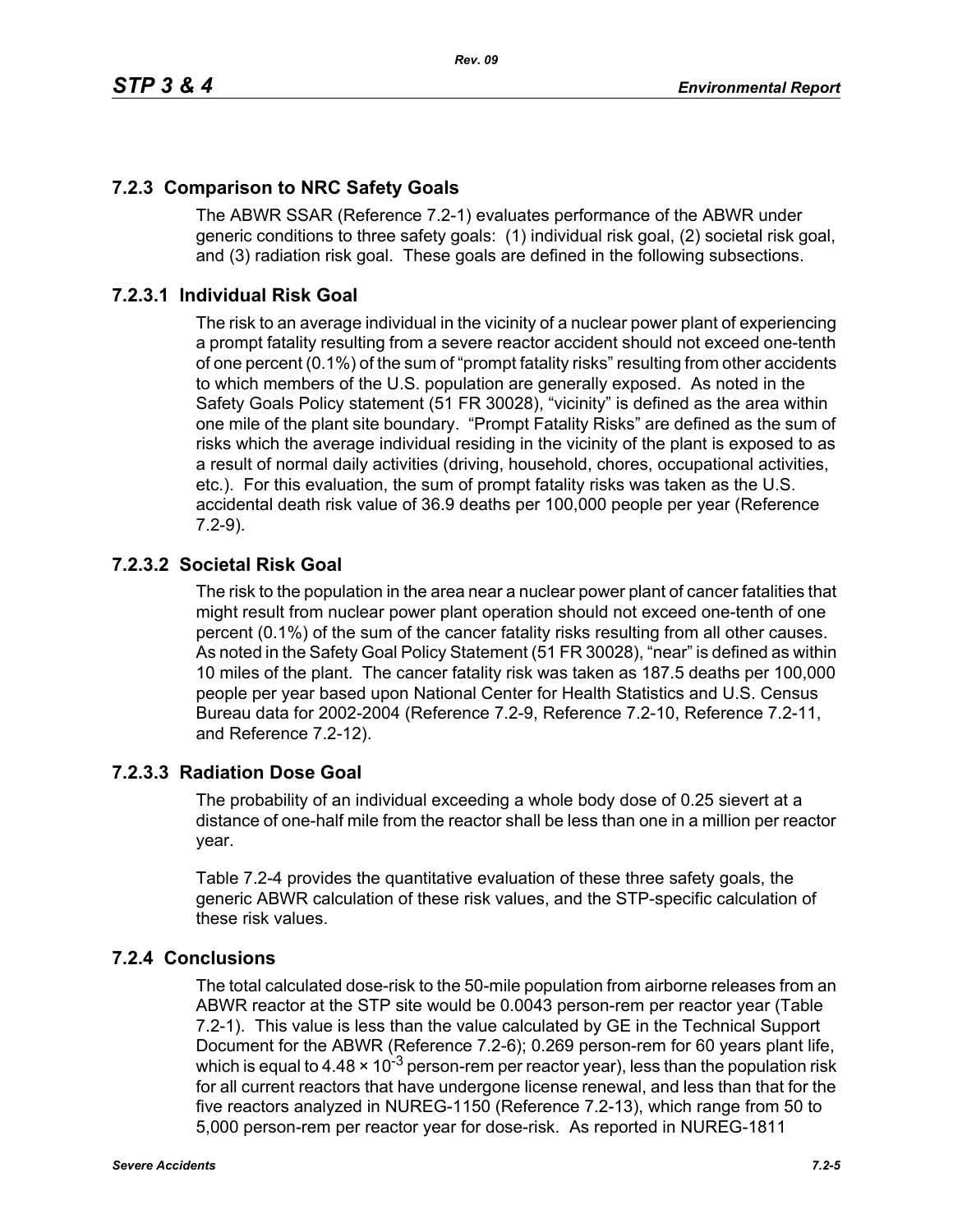### 7.2.3 Comparison to NRC Safety Goals

The ABWR SSAR (Reference 7.2-1) evaluates performance of the ABWR under generic conditions to three safety goals: (1) individual risk goal, (2) societal risk goal, and (3) radiation risk goal. These goals are defined in the following subsections.

#### 7.2.3.1 Individual Risk Goal

The risk to an average individual in the vicinity of a nuclear power plant of experiencing a prompt fatality resulting from a severe reactor accident should not exceed one-tenth of one percent (0.1%) of the sum of "prompt fatality risks" resulting from other accidents to which members of the U.S. population are generally exposed. As noted in the Safety Goals Policy statement (51 FR 30028), "vicinity" is defined as the area within one mile of the plant site boundary. "Prompt Fatality Risks" are defined as the sum of risks which the average individual residing in the vicinity of the plant is exposed to as a result of normal daily activities (driving, household, chores, occupational activities, etc.). For this evaluation, the sum of prompt fatality risks was taken as the U.S. accidental death risk value of 36.9 deaths per 100,000 people per year (Reference 7.2-9).

#### 7.2.3.2 Societal Risk Goal

The risk to the population in the area near a nuclear power plant of cancer fatalities that might result from nuclear power plant operation should not exceed one-tenth of one percent (0.1%) of the sum of the cancer fatality risks resulting from all other causes. As noted in the Safety Goal Policy Statement (51 FR 30028), "near" is defined as within 10 miles of the plant. The cancer fatality risk was taken as 187.5 deaths per 100,000 people per year based upon National Center for Health Statistics and U.S. Census Bureau data for 2002-2004 (Reference 7.2-9, Reference 7.2-10, Reference 7.2-11, and Reference 7.2-12).

#### 7.2.3.3 Radiation Dose Goal

The probability of an individual exceeding a whole body dose of 0.25 sievert at a distance of one-half mile from the reactor shall be less than one in a million per reactor year.

Table 7.2-4 provides the quantitative evaluation of these three safety goals, the generic ABWR calculation of these risk values, and the STP-specific calculation of these risk values.

### 7.2.4 Conclusions

The total calculated dose-risk to the 50-mile population from airborne releases from an ABWR reactor at the STP site would be 0.0043 person-rem per reactor year (Table 7.2-1). This value is less than the value calculated by GE in the Technical Support Document for the ABWR (Reference 7.2-6); 0.269 person-rem for 60 years plant life, which is equal to $4.48 \times 10^{-3}$ person-rem per reactor year), less than the population risk for all current reactors that have undergone license renewal, and less than that for the five reactors analyzed in NUREG-1150 (Reference 7.2-13), which range from 50 to 5,000 person-rem per reactor year for dose-risk. As reported in NUREG-1811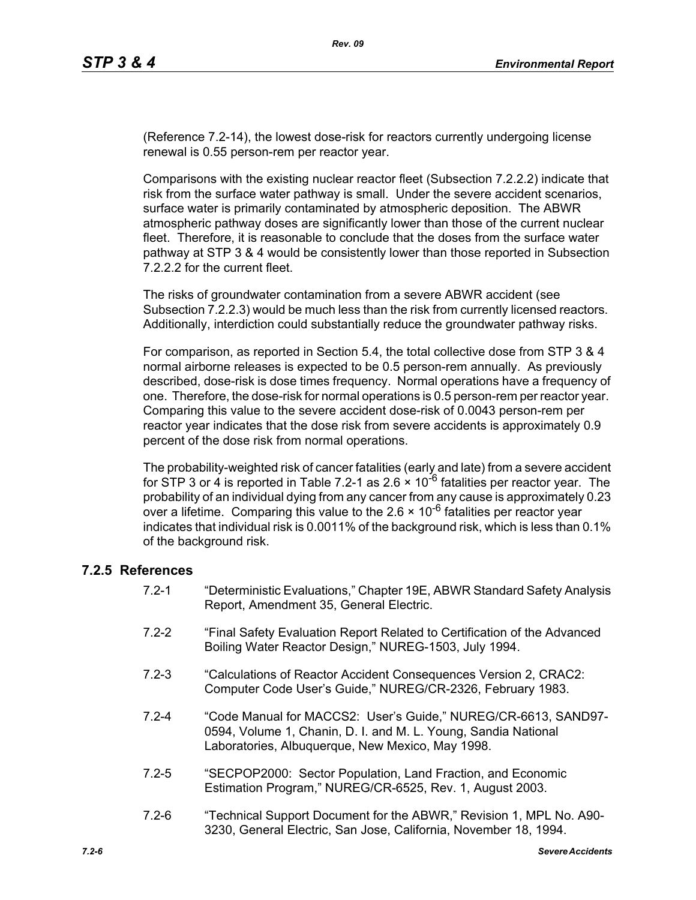(Reference 7.2-14), the lowest dose-risk for reactors currently undergoing license renewal is 0.55 person-rem per reactor year.

Comparisons with the existing nuclear reactor fleet (Subsection 7.2.2.2) indicate that risk from the surface water pathway is small. Under the severe accident scenarios, surface water is primarily contaminated by atmospheric deposition. The ABWR atmospheric pathway doses are significantly lower than those of the current nuclear fleet. Therefore, it is reasonable to conclude that the doses from the surface water pathway at STP 3 & 4 would be consistently lower than those reported in Subsection 7.2.2.2 for the current fleet.

The risks of groundwater contamination from a severe ABWR accident (see Subsection 7.2.2.3) would be much less than the risk from currently licensed reactors. Additionally, interdiction could substantially reduce the groundwater pathway risks.

For comparison, as reported in Section 5.4, the total collective dose from STP 3 & 4 normal airborne releases is expected to be 0.5 person-rem annually. As previously described, dose-risk is dose times frequency. Normal operations have a frequency of one. Therefore, the dose-risk for normal operations is 0.5 person-rem per reactor year. Comparing this value to the severe accident dose-risk of 0.0043 person-rem per reactor year indicates that the dose risk from severe accidents is approximately 0.9 percent of the dose risk from normal operations.

The probability-weighted risk of cancer fatalities (early and late) from a severe accident for STP 3 or 4 is reported in Table 7.2-1 as $2.6 \times 10^{-6}$ fatalities per reactor year. The probability of an individual dying from any cancer from any cause is approximately 0.23 over a lifetime. Comparing this value to the $2.6 \times 10^{-6}$ fatalities per reactor year indicates that individual risk is 0.0011% of the background risk, which is less than 0.1% of the background risk.

### 7.2.5 References

7.2-1 "Deterministic Evaluations," Chapter 19E, ABWR Standard Safety Analysis Report, Amendment 35, General Electric.

7.2-2 "Final Safety Evaluation Report Related to Certification of the Advanced Boiling Water Reactor Design," NUREG-1503, July 1994.

7.2-3 "Calculations of Reactor Accident Consequences Version 2, CRAC2: Computer Code User's Guide," NUREG/CR-2326, February 1983.

7.2-4 "Code Manual for MACCS2: User's Guide," NUREG/CR-6613, SAND97-0594, Volume 1, Chanin, D. I. and M. L. Young, Sandia National Laboratories, Albuquerque, New Mexico, May 1998.

7.2-5 "SECPOP2000: Sector Population, Land Fraction, and Economic Estimation Program," NUREG/CR-6525, Rev. 1, August 2003.

7.2-6 "Technical Support Document for the ABWR," Revision 1, MPL No. A90-3230, General Electric, San Jose, California, November 18, 1994.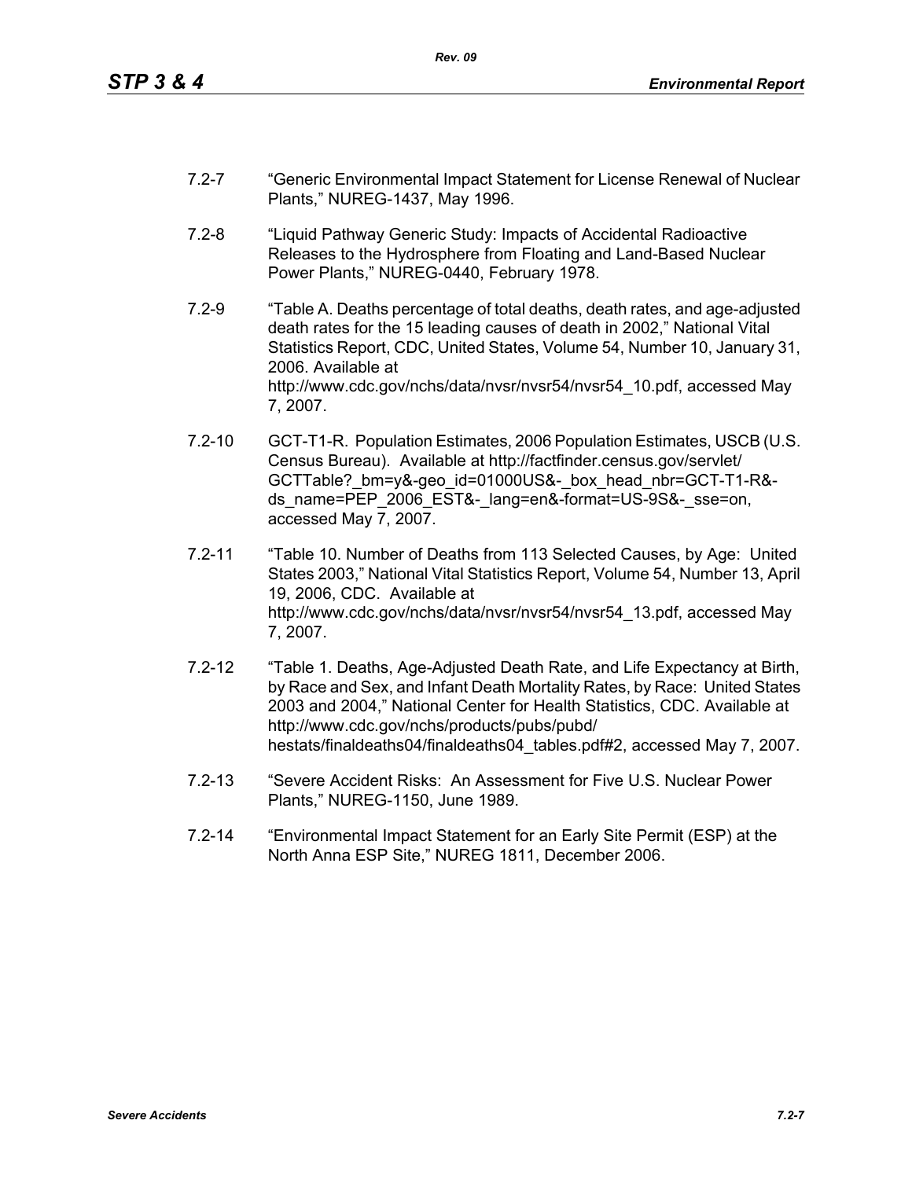7.2-7 "Generic Environmental Impact Statement for License Renewal of Nuclear Plants," NUREG-1437, May 1996.

7.2-8 "Liquid Pathway Generic Study: Impacts of Accidental Radioactive Releases to the Hydrosphere from Floating and Land-Based Nuclear Power Plants," NUREG-0440, February 1978.

7.2-9 "Table A. Deaths percentage of total deaths, death rates, and age-adjusted death rates for the 15 leading causes of death in 2002," National Vital Statistics Report, CDC, United States, Volume 54, Number 10, January 31, 2006. Available at http://www.cdc.gov/nchs/data/nvsr/nvsr54/nvsr54_10.pdf, accessed May 7, 2007.

7.2-10 GCT-T1-R. Population Estimates, 2006 Population Estimates, USCB (U.S. Census Bureau). Available at http://factfinder.census.gov/servlet/GCTTable?_bm=y&-geo_id=01000US&-_box_head_nbr=GCT-T1-R&-ds_name=PEP_2006_EST&-_lang=en&-format=US-9S&-_sse=on, accessed May 7, 2007.

7.2-11 "Table 10. Number of Deaths from 113 Selected Causes, by Age: United States 2003," National Vital Statistics Report, Volume 54, Number 13, April 19, 2006, CDC. Available at http://www.cdc.gov/nchs/data/nvsr/nvsr54/nvsr54_13.pdf, accessed May 7, 2007.

7.2-12 "Table 1. Deaths, Age-Adjusted Death Rate, and Life Expectancy at Birth, by Race and Sex, and Infant Death Mortality Rates, by Race: United States 2003 and 2004," National Center for Health Statistics, CDC. Available at http://www.cdc.gov/nchs/products/pubs/pubd/hestats/finaldeaths04/finaldeaths04_tables.pdf#2, accessed May 7, 2007.

7.2-13 "Severe Accident Risks: An Assessment for Five U.S. Nuclear Power Plants," NUREG-1150, June 1989.

7.2-14 "Environmental Impact Statement for an Early Site Permit (ESP) at the North Anna ESP Site," NUREG 1811, December 2006.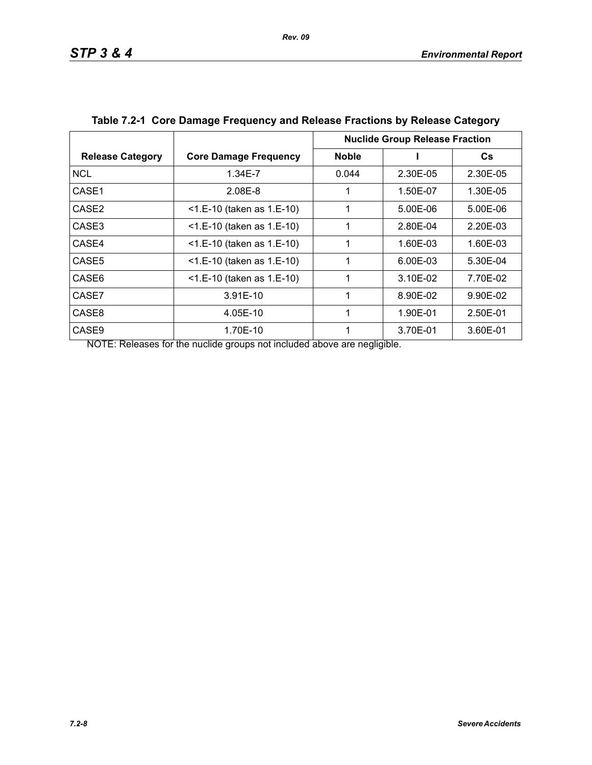**Table 7.2-1 Core Damage Frequency and Release Fractions by Release Category**

| Release Category | Core Damage Frequency | Nuclide Group Release Fraction | | |
|---|---|---|---|---|
| | | Noble | I | Cs |
| NCL | 1.34E-7 | 0.044 | 2.30E-05 | 2.30E-05 |
| CASE1 | 2.08E-8 | 1 | 1.50E-07 | 1.30E-05 |
| CASE2 | <1.E-10 (taken as 1.E-10) | 1 | 5.00E-06 | 5.00E-06 |
| CASE3 | <1.E-10 (taken as 1.E-10) | 1 | 2.80E-04 | 2.20E-03 |
| CASE4 | <1.E-10 (taken as 1.E-10) | 1 | 1.60E-03 | 1.60E-03 |
| CASE5 | <1.E-10 (taken as 1.E-10) | 1 | 6.00E-03 | 5.30E-04 |
| CASE6 | <1.E-10 (taken as 1.E-10) | 1 | 3.10E-02 | 7.70E-02 |
| CASE7 | 3.91E-10 | 1 | 8.90E-02 | 9.90E-02 |
| CASE8 | 4.05E-10 | 1 | 1.90E-01 | 2.50E-01 |
| CASE9 | 1.70E-10 | 1 | 3.70E-01 | 3.60E-01 |

NOTE: Releases for the nuclide groups not included above are negligible.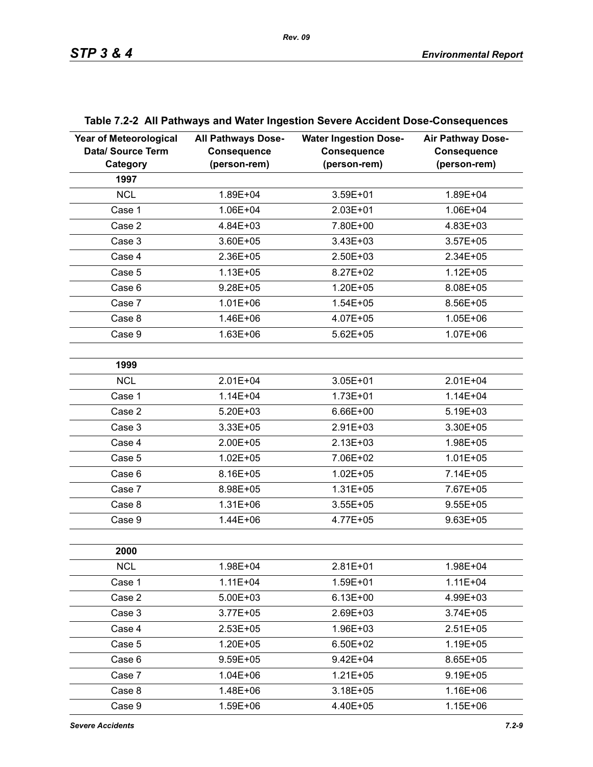**Table 7.2-2 All Pathways and Water Ingestion Severe Accident Dose-Consequences**

| Year of Meteorological Data/ Source Term Category | All Pathways Dose-Consequence (person-rem) | Water Ingestion Dose-Consequence (person-rem) | Air Pathway Dose-Consequence (person-rem) |
|---|---|---|---|
| **1997** | | | |
| NCL | 1.89E+04 | 3.59E+01 | 1.89E+04 |
| Case 1 | 1.06E+04 | 2.03E+01 | 1.06E+04 |
| Case 2 | 4.84E+03 | 7.80E+00 | 4.83E+03 |
| Case 3 | 3.60E+05 | 3.43E+03 | 3.57E+05 |
| Case 4 | 2.36E+05 | 2.50E+03 | 2.34E+05 |
| Case 5 | 1.13E+05 | 8.27E+02 | 1.12E+05 |
| Case 6 | 9.28E+05 | 1.20E+05 | 8.08E+05 |
| Case 7 | 1.01E+06 | 1.54E+05 | 8.56E+05 |
| Case 8 | 1.46E+06 | 4.07E+05 | 1.05E+06 |
| Case 9 | 1.63E+06 | 5.62E+05 | 1.07E+06 |
| | | | |
| **1999** | | | |
| NCL | 2.01E+04 | 3.05E+01 | 2.01E+04 |
| Case 1 | 1.14E+04 | 1.73E+01 | 1.14E+04 |
| Case 2 | 5.20E+03 | 6.66E+00 | 5.19E+03 |
| Case 3 | 3.33E+05 | 2.91E+03 | 3.30E+05 |
| Case 4 | 2.00E+05 | 2.13E+03 | 1.98E+05 |
| Case 5 | 1.02E+05 | 7.06E+02 | 1.01E+05 |
| Case 6 | 8.16E+05 | 1.02E+05 | 7.14E+05 |
| Case 7 | 8.98E+05 | 1.31E+05 | 7.67E+05 |
| Case 8 | 1.31E+06 | 3.55E+05 | 9.55E+05 |
| Case 9 | 1.44E+06 | 4.77E+05 | 9.63E+05 |
| | | | |
| **2000** | | | |
| NCL | 1.98E+04 | 2.81E+01 | 1.98E+04 |
| Case 1 | 1.11E+04 | 1.59E+01 | 1.11E+04 |
| Case 2 | 5.00E+03 | 6.13E+00 | 4.99E+03 |
| Case 3 | 3.77E+05 | 2.69E+03 | 3.74E+05 |
| Case 4 | 2.53E+05 | 1.96E+03 | 2.51E+05 |
| Case 5 | 1.20E+05 | 6.50E+02 | 1.19E+05 |
| Case 6 | 9.59E+05 | 9.42E+04 | 8.65E+05 |
| Case 7 | 1.04E+06 | 1.21E+05 | 9.19E+05 |
| Case 8 | 1.48E+06 | 3.18E+05 | 1.16E+06 |
| Case 9 | 1.59E+06 | 4.40E+05 | 1.15E+06 |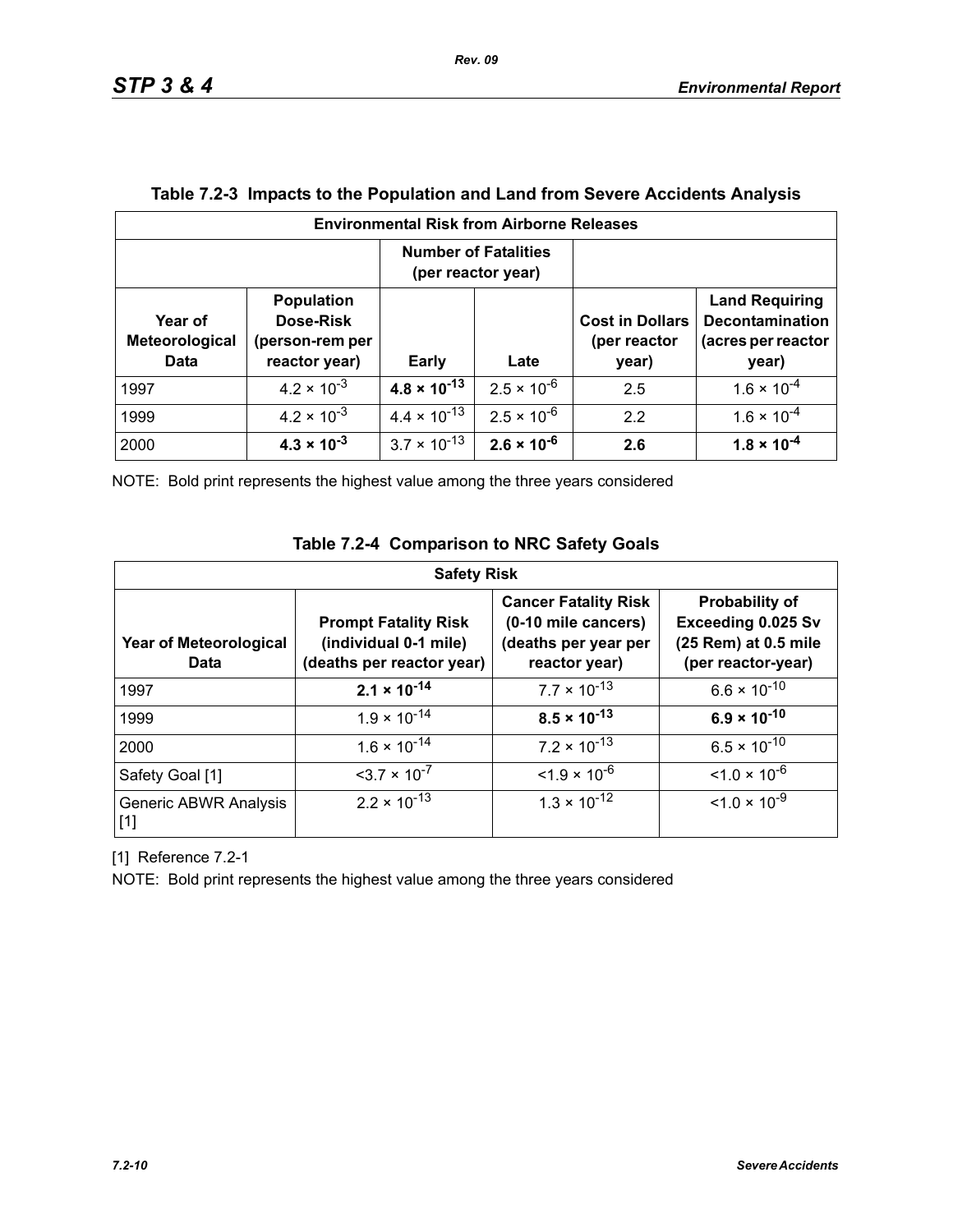**Table 7.2-3 Impacts to the Population and Land from Severe Accidents Analysis**

| Environmental Risk from Airborne Releases | | | | | |
|---|---|---|---|---|---|
| | | Number of Fatalities (per reactor year) | | | |
| Year of Meteorological Data | Population Dose-Risk (person-rem per reactor year) | Early | Late | Cost in Dollars (per reactor year) | Land Requiring Decontamination (acres per reactor year) |
| 1997 | $4.2 \times 10^{-3}$ | **$4.8 \times 10^{-13}$** | $2.5 \times 10^{-6}$ | 2.5 | $1.6 \times 10^{-4}$ |
| 1999 | $4.2 \times 10^{-3}$ | $4.4 \times 10^{-13}$ | $2.5 \times 10^{-6}$ | 2.2 | $1.6 \times 10^{-4}$ |
| 2000 | **$4.3 \times 10^{-3}$** | $3.7 \times 10^{-13}$ | **$2.6 \times 10^{-6}$** | **2.6** | **$1.8 \times 10^{-4}$** |

NOTE: Bold print represents the highest value among the three years considered

**Table 7.2-4 Comparison to NRC Safety Goals**

| Safety Risk | | | |
|---|---|---|---|
| Year of Meteorological Data | Prompt Fatality Risk (individual 0-1 mile) (deaths per reactor year) | Cancer Fatality Risk (0-10 mile cancers) (deaths per year per reactor year) | Probability of Exceeding 0.025 Sv (25 Rem) at 0.5 mile (per reactor-year) |
| 1997 | **$2.1 \times 10^{-14}$** | $7.7 \times 10^{-13}$ | $6.6 \times 10^{-10}$ |
| 1999 | $1.9 \times 10^{-14}$ | **$8.5 \times 10^{-13}$** | **$6.9 \times 10^{-10}$** |
| 2000 | $1.6 \times 10^{-14}$ | $7.2 \times 10^{-13}$ | $6.5 \times 10^{-10}$ |
| Safety Goal [1] | $<3.7 \times 10^{-7}$ | $<1.9 \times 10^{-6}$ | $<1.0 \times 10^{-6}$ |
| Generic ABWR Analysis [1] | $2.2 \times 10^{-13}$ | $1.3 \times 10^{-12}$ | $<1.0 \times 10^{-9}$ |

[1] Reference 7.2-1

NOTE: Bold print represents the highest value among the three years considered